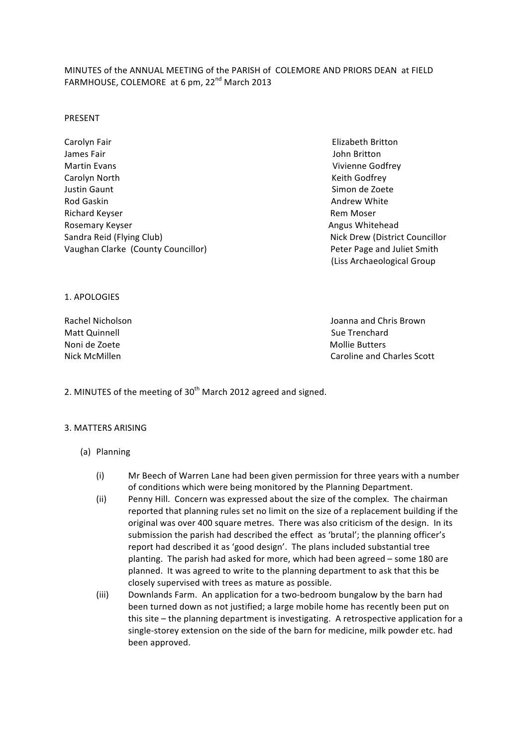MINUTES of the ANNUAL MEETING of the PARISH of COLEMORE AND PRIORS DEAN at FIELD FARMHOUSE, COLEMORE at 6 pm, 22nd March 2013

PRESENT

Carolyn Fair
James Fair
Martin Evans
Carolyn North
Justin Gaunt
Rod Gaskin
Richard Keyser
Rosemary Keyser
Sandra Reid (Flying Club)
Vaughan Clarke (County Councillor)
Elizabeth Britton
John Britton
Vivienne Godfrey
Keith Godfrey
Simon de Zoete
Andrew White
Rem Moser
Angus Whitehead
Nick Drew (District Councillor
Peter Page and Juliet Smith
(Liss Archaeological Group

1. APOLOGIES

Rachel Nicholson
Matt Quinnell
Noni de Zoete
Nick McMillen
Joanna and Chris Brown
Sue Trenchard
Mollie Butters
Caroline and Charles Scott

2. MINUTES of the meeting of 30th March 2012 agreed and signed.

3. MATTERS ARISING

(a) Planning

(i) Mr Beech of Warren Lane had been given permission for three years with a number of conditions which were being monitored by the Planning Department.

(ii) Penny Hill. Concern was expressed about the size of the complex. The chairman reported that planning rules set no limit on the size of a replacement building if the original was over 400 square metres. There was also criticism of the design. In its submission the parish had described the effect as 'brutal'; the planning officer's report had described it as 'good design'. The plans included substantial tree planting. The parish had asked for more, which had been agreed – some 180 are planned. It was agreed to write to the planning department to ask that this be closely supervised with trees as mature as possible.

(iii) Downlands Farm. An application for a two-bedroom bungalow by the barn had been turned down as not justified; a large mobile home has recently been put on this site – the planning department is investigating. A retrospective application for a single-storey extension on the side of the barn for medicine, milk powder etc. had been approved.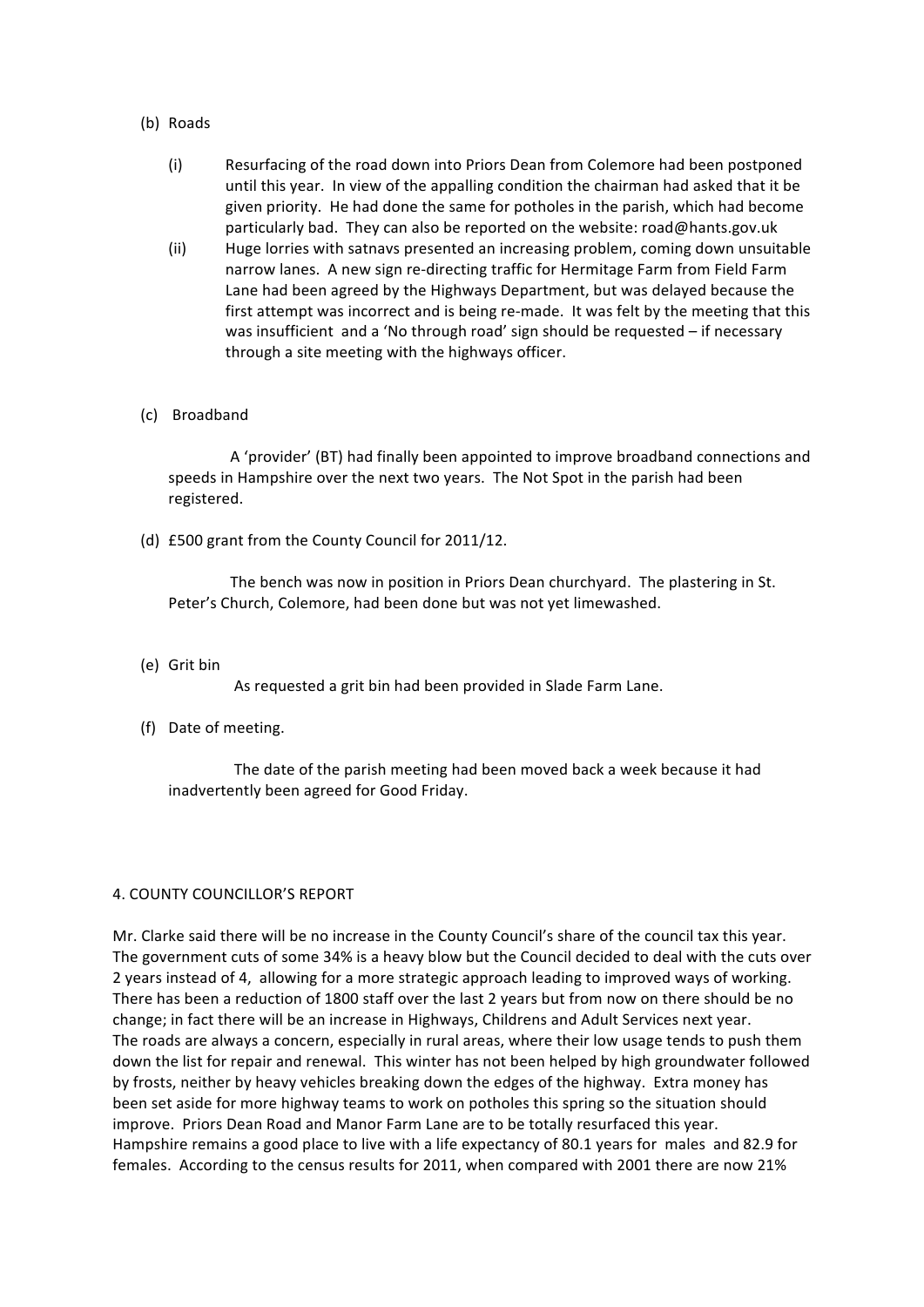(b) Roads

(i) Resurfacing of the road down into Priors Dean from Colemore had been postponed until this year. In view of the appalling condition the chairman had asked that it be given priority. He had done the same for potholes in the parish, which had become particularly bad. They can also be reported on the website: road@hants.gov.uk

(ii) Huge lorries with satnavs presented an increasing problem, coming down unsuitable narrow lanes. A new sign re-directing traffic for Hermitage Farm from Field Farm Lane had been agreed by the Highways Department, but was delayed because the first attempt was incorrect and is being re-made. It was felt by the meeting that this was insufficient and a 'No through road' sign should be requested – if necessary through a site meeting with the highways officer.

(c) Broadband

A 'provider' (BT) had finally been appointed to improve broadband connections and speeds in Hampshire over the next two years. The Not Spot in the parish had been registered.

(d) £500 grant from the County Council for 2011/12.

The bench was now in position in Priors Dean churchyard. The plastering in St. Peter's Church, Colemore, had been done but was not yet limewashed.

(e) Grit bin

As requested a grit bin had been provided in Slade Farm Lane.

(f) Date of meeting.

The date of the parish meeting had been moved back a week because it had inadvertently been agreed for Good Friday.

## 4. COUNTY COUNCILLOR'S REPORT

Mr. Clarke said there will be no increase in the County Council's share of the council tax this year. The government cuts of some 34% is a heavy blow but the Council decided to deal with the cuts over 2 years instead of 4, allowing for a more strategic approach leading to improved ways of working. There has been a reduction of 1800 staff over the last 2 years but from now on there should be no change; in fact there will be an increase in Highways, Childrens and Adult Services next year.
The roads are always a concern, especially in rural areas, where their low usage tends to push them down the list for repair and renewal. This winter has not been helped by high groundwater followed by frosts, neither by heavy vehicles breaking down the edges of the highway. Extra money has been set aside for more highway teams to work on potholes this spring so the situation should improve. Priors Dean Road and Manor Farm Lane are to be totally resurfaced this year.
Hampshire remains a good place to live with a life expectancy of 80.1 years for males and 82.9 for females. According to the census results for 2011, when compared with 2001 there are now 21%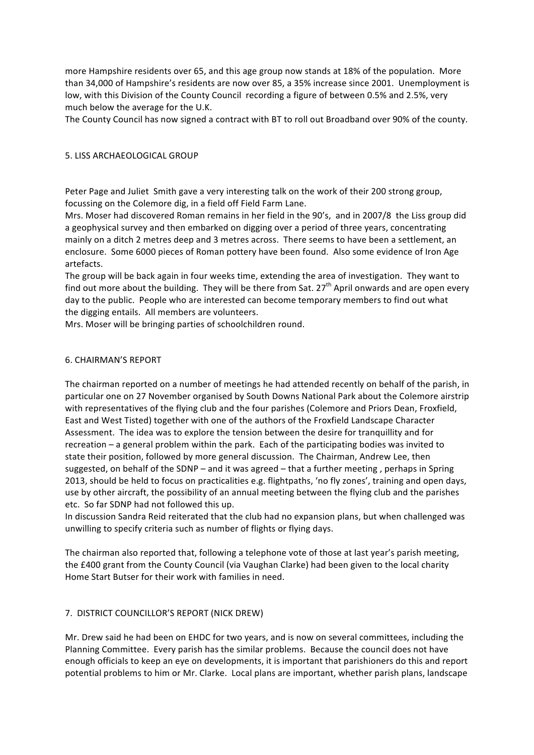more Hampshire residents over 65, and this age group now stands at 18% of the population. More than 34,000 of Hampshire's residents are now over 85, a 35% increase since 2001. Unemployment is low, with this Division of the County Council recording a figure of between 0.5% and 2.5%, very much below the average for the U.K.
The County Council has now signed a contract with BT to roll out Broadband over 90% of the county.

## 5. LISS ARCHAEOLOGICAL GROUP

Peter Page and Juliet Smith gave a very interesting talk on the work of their 200 strong group, focussing on the Colemore dig, in a field off Field Farm Lane.
Mrs. Moser had discovered Roman remains in her field in the 90's, and in 2007/8 the Liss group did a geophysical survey and then embarked on digging over a period of three years, concentrating mainly on a ditch 2 metres deep and 3 metres across. There seems to have been a settlement, an enclosure. Some 6000 pieces of Roman pottery have been found. Also some evidence of Iron Age artefacts.
The group will be back again in four weeks time, extending the area of investigation. They want to find out more about the building. They will be there from Sat. 27th April onwards and are open every day to the public. People who are interested can become temporary members to find out what the digging entails. All members are volunteers.
Mrs. Moser will be bringing parties of schoolchildren round.

## 6. CHAIRMAN'S REPORT

The chairman reported on a number of meetings he had attended recently on behalf of the parish, in particular one on 27 November organised by South Downs National Park about the Colemore airstrip with representatives of the flying club and the four parishes (Colemore and Priors Dean, Froxfield, East and West Tisted) together with one of the authors of the Froxfield Landscape Character Assessment. The idea was to explore the tension between the desire for tranquillity and for recreation – a general problem within the park. Each of the participating bodies was invited to state their position, followed by more general discussion. The Chairman, Andrew Lee, then suggested, on behalf of the SDNP – and it was agreed – that a further meeting , perhaps in Spring 2013, should be held to focus on practicalities e.g. flightpaths, 'no fly zones', training and open days, use by other aircraft, the possibility of an annual meeting between the flying club and the parishes etc. So far SDNP had not followed this up.
In discussion Sandra Reid reiterated that the club had no expansion plans, but when challenged was unwilling to specify criteria such as number of flights or flying days.

The chairman also reported that, following a telephone vote of those at last year's parish meeting, the £400 grant from the County Council (via Vaughan Clarke) had been given to the local charity Home Start Butser for their work with families in need.

## 7. DISTRICT COUNCILLOR'S REPORT (NICK DREW)

Mr. Drew said he had been on EHDC for two years, and is now on several committees, including the Planning Committee. Every parish has the similar problems. Because the council does not have enough officials to keep an eye on developments, it is important that parishioners do this and report potential problems to him or Mr. Clarke. Local plans are important, whether parish plans, landscape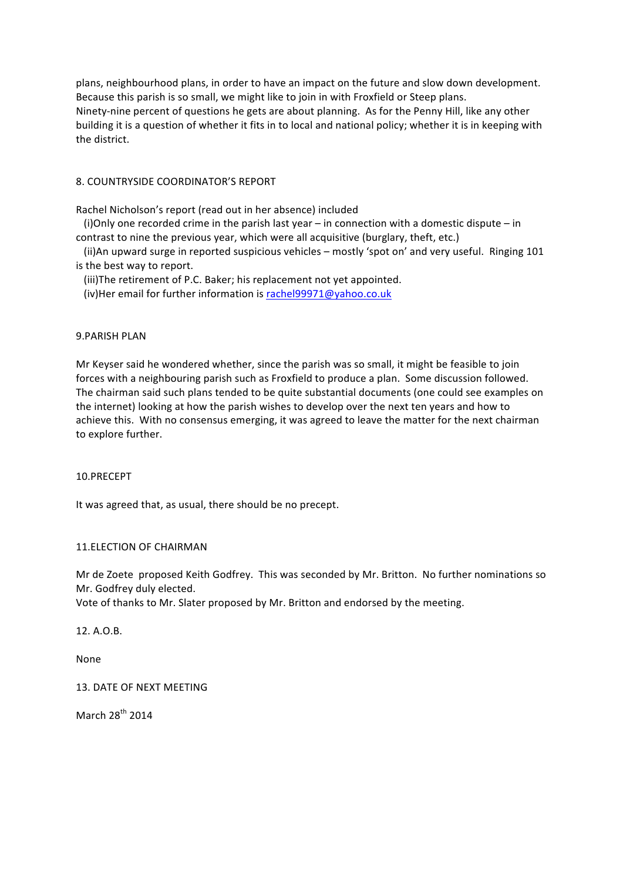plans, neighbourhood plans, in order to have an impact on the future and slow down development. Because this parish is so small, we might like to join in with Froxfield or Steep plans.
Ninety-nine percent of questions he gets are about planning. As for the Penny Hill, like any other building it is a question of whether it fits in to local and national policy; whether it is in keeping with the district.

## 8. COUNTRYSIDE COORDINATOR'S REPORT

Rachel Nicholson's report (read out in her absence) included

(i)Only one recorded crime in the parish last year – in connection with a domestic dispute – in contrast to nine the previous year, which were all acquisitive (burglary, theft, etc.)

(ii)An upward surge in reported suspicious vehicles – mostly 'spot on' and very useful. Ringing 101 is the best way to report.

(iii)The retirement of P.C. Baker; his replacement not yet appointed.

(iv)Her email for further information is rachel99971@yahoo.co.uk

## 9.PARISH PLAN

Mr Keyser said he wondered whether, since the parish was so small, it might be feasible to join forces with a neighbouring parish such as Froxfield to produce a plan. Some discussion followed. The chairman said such plans tended to be quite substantial documents (one could see examples on the internet) looking at how the parish wishes to develop over the next ten years and how to achieve this. With no consensus emerging, it was agreed to leave the matter for the next chairman to explore further.

## 10.PRECEPT

It was agreed that, as usual, there should be no precept.

## 11.ELECTION OF CHAIRMAN

Mr de Zoete proposed Keith Godfrey. This was seconded by Mr. Britton. No further nominations so Mr. Godfrey duly elected.
Vote of thanks to Mr. Slater proposed by Mr. Britton and endorsed by the meeting.

## 12. A.O.B.

None

## 13. DATE OF NEXT MEETING

March 28th 2014